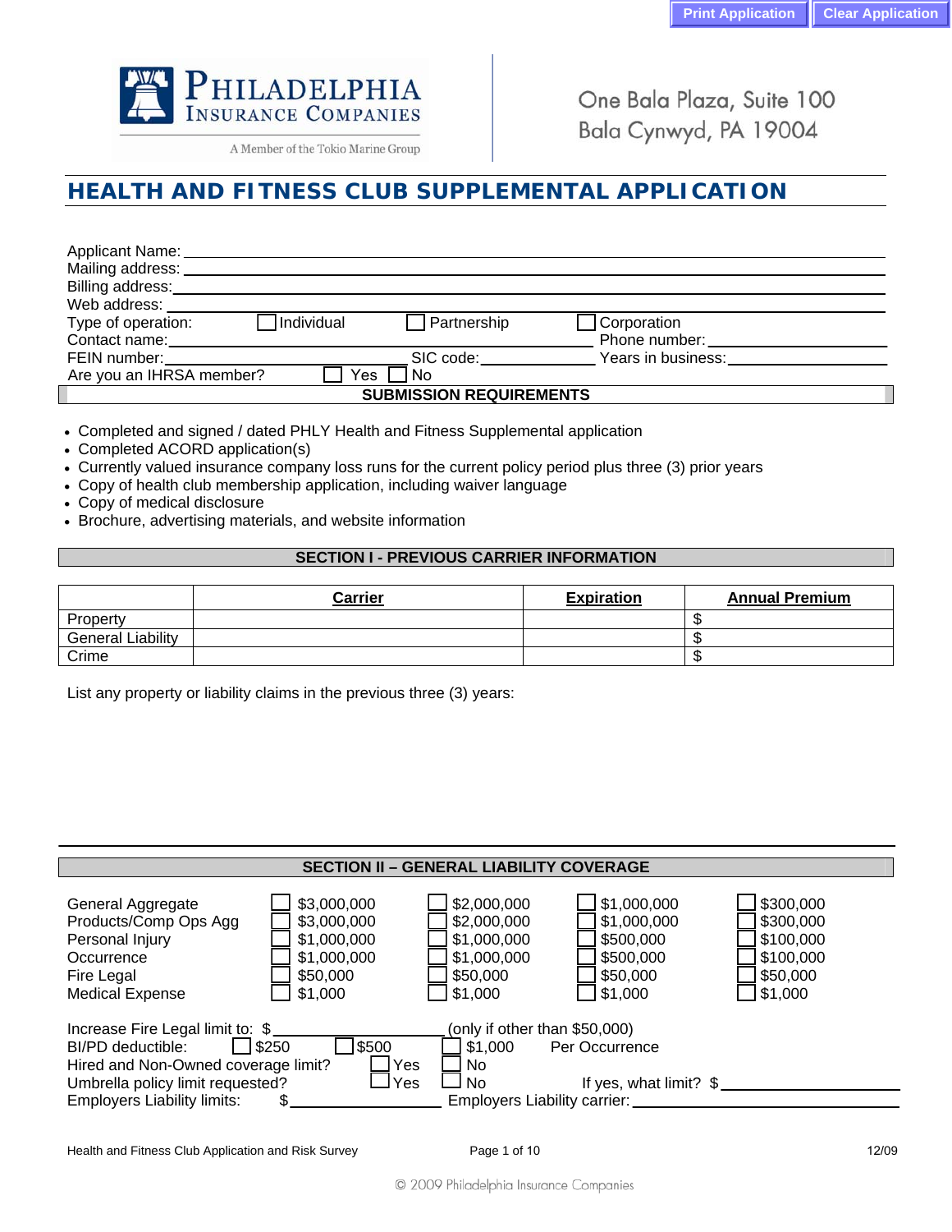Print Application | Clear Application

PHILADELPHIA INSURANCE COMPANIES
A Member of the Tokio Marine Group

One Bala Plaza, Suite 100
Bala Cynwyd, PA 19004

# HEALTH AND FITNESS CLUB SUPPLEMENTAL APPLICATION

Applicant Name: ______________________________
Mailing address: ______________________________
Billing address: ______________________________
Web address: ______________________________
Type of operation: ☐ Individual ☐ Partnership ☐ Corporation
Contact name: ______________________________ Phone number: ______________________________
FEIN number: ______________________________ SIC code: ______________ Years in business: ______________
Are you an IHRSA member? ☐ Yes ☐ No

## SUBMISSION REQUIREMENTS

- Completed and signed / dated PHLY Health and Fitness Supplemental application
- Completed ACORD application(s)
- Currently valued insurance company loss runs for the current policy period plus three (3) prior years
- Copy of health club membership application, including waiver language
- Copy of medical disclosure
- Brochure, advertising materials, and website information

## SECTION I - PREVIOUS CARRIER INFORMATION

| | Carrier | Expiration | Annual Premium |
|---|---|---|---|
| Property | | | $ |
| General Liability | | | $ |
| Crime | | | $ |

List any property or liability claims in the previous three (3) years:

## SECTION II – GENERAL LIABILITY COVERAGE

| | | | | |
|---|---|---|---|---|
| General Aggregate | ☐ $3,000,000 | ☐ $2,000,000 | ☐ $1,000,000 | ☐ $300,000 |
| Products/Comp Ops Agg | ☐ $3,000,000 | ☐ $2,000,000 | ☐ $1,000,000 | ☐ $300,000 |
| Personal Injury | ☐ $1,000,000 | ☐ $1,000,000 | ☐ $500,000 | ☐ $100,000 |
| Occurrence | ☐ $1,000,000 | ☐ $1,000,000 | ☐ $500,000 | ☐ $100,000 |
| Fire Legal | ☐ $50,000 | ☐ $50,000 | ☐ $50,000 | ☐ $50,000 |
| Medical Expense | ☐ $1,000 | ☐ $1,000 | ☐ $1,000 | ☐ $1,000 |

Increase Fire Legal limit to: $______________ (only if other than $50,000)
BI/PD deductible: ☐ $250 ☐ $500 ☐ $1,000 Per Occurrence
Hired and Non-Owned coverage limit? ☐ Yes ☐ No
Umbrella policy limit requested? ☐ Yes ☐ No If yes, what limit? $______________
Employers Liability limits: $______________ Employers Liability carier: ______________

Health and Fitness Club Application and Risk Survey 12/09

© 2009 Philadelphia Insurance Companies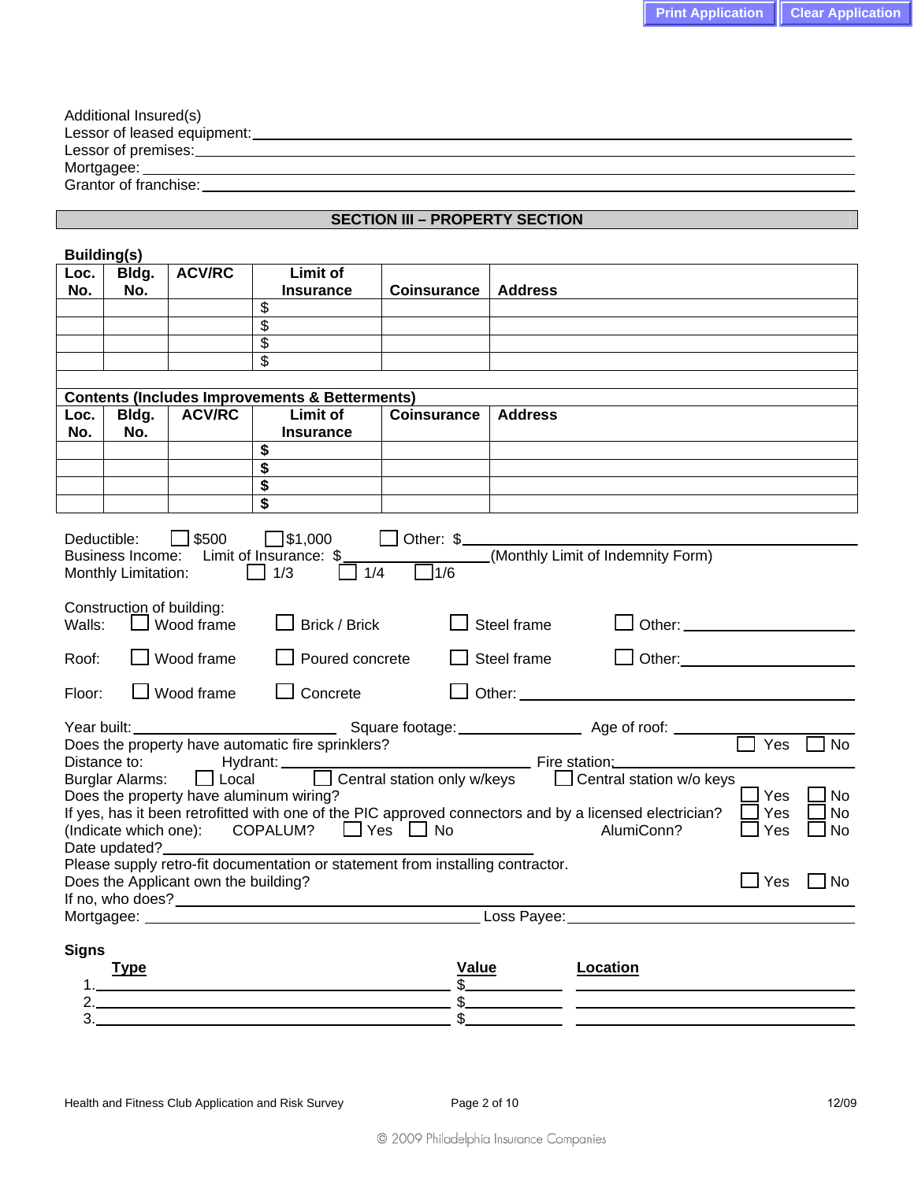Additional Insured(s)

Lessor of leased equipment: ______________________________

Lessor of premises: ______________________________

Mortgagee: ______________________________

Grantor of franchise: ______________________________

## SECTION III – PROPERTY SECTION

**Building(s)**

| Loc. No. | Bldg. No. | ACV/RC | Limit of Insurance | Coinsurance | Address |
|---|---|---|---|---|---|
| | | | $ | | |
| | | | $ | | |
| | | | $ | | |
| | | | $ | | |

**Contents (Includes Improvements & Betterments)**

| Loc. No. | Bldg. No. | ACV/RC | Limit of Insurance | Coinsurance | Address |
|---|---|---|---|---|---|
| | | | **$** | | |
| | | | **$** | | |
| | | | **$** | | |
| | | | **$** | | |

Deductible: ☐ $500 ☐ $1,000 ☐ Other: $ ______________________________

Business Income: Limit of Insurance: $ ______________ (Monthly Limit of Indemnity Form)

Monthly Limitation: ☐ 1/3 ☐ 1/4 ☐ 1/6

Construction of building:

Walls: ☐ Wood frame ☐ Brick / Brick ☐ Steel frame ☐ Other: ______________

Roof: ☐ Wood frame ☐ Poured concrete ☐ Steel frame ☐ Other: ______________

Floor: ☐ Wood frame ☐ Concrete ☐ Other: ______________

Year built: ______________ Square footage: ______________ Age of roof: ______________

Does the property have automatic fire sprinklers? ☐ Yes ☐ No

Distance to: Hydrant: ______________ Fire station: ______________

Burglar Alarms: ☐ Local ☐ Central station only w/keys ☐ Central station w/o keys

Does the property have aluminum wiring? ☐ Yes ☐ No

If yes, has it been retrofitted with one of the PIC approved connectors and by a licensed electrician? ☐ Yes ☐ No

(Indicate which one): COPALUM? ☐ Yes ☐ No AlumiConn? ☐ Yes ☐ No

Date updated? ______________________________

Please supply retro-fit documentation or statement from installing contractor.

Does the Applicant own the building? ☐ Yes ☐ No

If no, who does? ______________________________

Mortgagee: ______________________________ Loss Payee: ______________________________

**Signs**

| | Type | Value | Location |
|---|---|---|---|
| 1. | | $ | |
| 2. | | $ | |
| 3. | | $ | |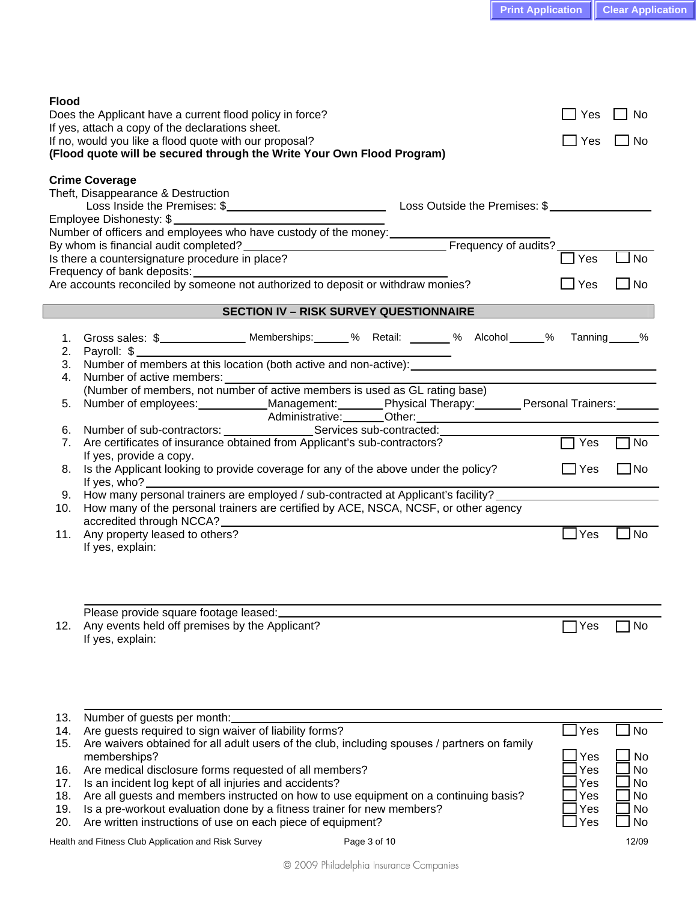**Flood**

Does the Applicant have a current flood policy in force? ☐ Yes ☐ No

If yes, attach a copy of the declarations sheet.

If no, would you like a flood quote with our proposal? ☐ Yes ☐ No

**(Flood quote will be secured through the Write Your Own Flood Program)**

**Crime Coverage**

Theft, Disappearance & Destruction

Loss Inside the Premises: $\_\_\_\_\_\_\_\_\_\_\_\_\_\_\_\_ Loss Outside the Premises: $\_\_\_\_\_\_\_\_\_\_\_\_\_\_\_\_

Employee Dishonesty: $\_\_\_\_\_\_\_\_\_\_\_\_\_\_\_\_

Number of officers and employees who have custody of the money: \_\_\_\_\_\_\_\_\_\_\_\_\_\_\_\_

By whom is financial audit completed? \_\_\_\_\_\_\_\_\_\_\_\_\_\_\_\_ Frequency of audits? \_\_\_\_\_\_\_\_

Is there a countersignature procedure in place? ☐ Yes ☐ No

Frequency of bank deposits: \_\_\_\_\_\_\_\_\_\_\_\_\_\_\_\_

Are accounts reconciled by someone not authorized to deposit or withdraw monies? ☐ Yes ☐ No

## SECTION IV – RISK SURVEY QUESTIONNAIRE

1. Gross sales: $\_\_\_\_\_\_\_\_ Memberships: \_\_\_\_ % Retail: \_\_\_\_ % Alcohol \_\_\_\_ % Tanning \_\_\_\_ %
2. Payroll: $\_\_\_\_\_\_\_\_\_\_\_\_\_\_\_\_
3. Number of members at this location (both active and non-active): \_\_\_\_\_\_\_\_\_\_\_\_\_\_\_\_
4. Number of active members: \_\_\_\_\_\_\_\_\_\_\_\_\_\_\_\_
   (Number of members, not number of active members is used as GL rating base)
5. Number of employees: \_\_\_\_\_\_ Management: \_\_\_\_\_\_ Physical Therapy: \_\_\_\_\_\_ Personal Trainers: \_\_\_\_\_\_
   Administrative: \_\_\_\_\_\_ Other: \_\_\_\_\_\_\_\_\_\_\_\_
6. Number of sub-contractors: \_\_\_\_\_\_\_\_ Services sub-contracted: \_\_\_\_\_\_\_\_\_\_\_\_
7. Are certificates of insurance obtained from Applicant's sub-contractors? ☐ Yes ☐ No
   If yes, provide a copy.
8. Is the Applicant looking to provide coverage for any of the above under the policy? ☐ Yes ☐ No
   If yes, who? \_\_\_\_\_\_\_\_\_\_\_\_\_\_\_\_
9. How many personal trainers are employed / sub-contracted at Applicant's facility? \_\_\_\_\_\_\_\_
10. How many of the personal trainers are certified by ACE, NSCA, NCSF, or other agency accredited through NCCA? \_\_\_\_\_\_\_\_
11. Any property leased to others? ☐ Yes ☐ No
    If yes, explain:

    Please provide square footage leased: \_\_\_\_\_\_\_\_\_\_\_\_\_\_\_\_
12. Any events held off premises by the Applicant? ☐ Yes ☐ No
    If yes, explain:

13. Number of guests per month: \_\_\_\_\_\_\_\_\_\_\_\_\_\_\_\_
14. Are guests required to sign waiver of liability forms? ☐ Yes ☐ No
15. Are waivers obtained for all adult users of the club, including spouses / partners on family memberships? ☐ Yes ☐ No
16. Are medical disclosure forms requested of all members? ☐ Yes ☐ No
17. Is an incident log kept of all injuries and accidents? ☐ Yes ☐ No
18. Are all guests and members instructed on how to use equipment on a continuing basis? ☐ Yes ☐ No
19. Is a pre-workout evaluation done by a fitness trainer for new members? ☐ Yes ☐ No
20. Are written instructions of use on each piece of equipment? ☐ Yes ☐ No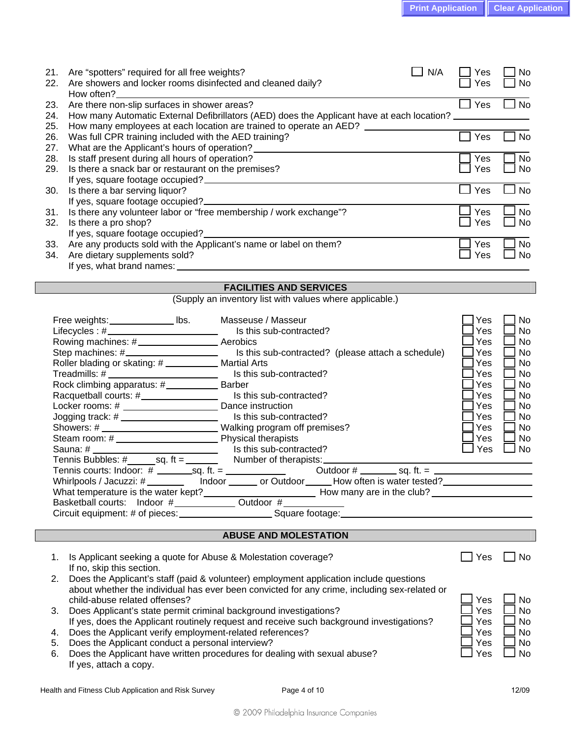21. Are "spotters" required for all free weights? ☐ N/A ☐ Yes ☐ No
22. Are showers and locker rooms disinfected and cleaned daily? ☐ Yes ☐ No
    How often? ____________________
23. Are there non-slip surfaces in shower areas? ☐ Yes ☐ No
24. How many Automatic External Defibrillators (AED) does the Applicant have at each location? ____________________
25. How many employees at each location are trained to operate an AED? ____________________
26. Was full CPR training included with the AED training? ☐ Yes ☐ No
27. What are the Applicant's hours of operation? ____________________
28. Is staff present during all hours of operation? ☐ Yes ☐ No
29. Is there a snack bar or restaurant on the premises? ☐ Yes ☐ No
    If yes, square footage occupied? ____________________
30. Is there a bar serving liquor? ☐ Yes ☐ No
    If yes, square footage occupied? ____________________
31. Is there any volunteer labor or "free membership / work exchange"? ☐ Yes ☐ No
32. Is there a pro shop? ☐ Yes ☐ No
    If yes, square footage occupied? ____________________
33. Are any products sold with the Applicant's name or label on them? ☐ Yes ☐ No
34. Are dietary supplements sold? ☐ Yes ☐ No
    If yes, what brand names: ____________________

## FACILITIES AND SERVICES

(Supply an inventory list with values where applicable.)

| | | | |
|---|---|---|---|
| Free weights: ________ lbs. | Masseuse / Masseur | ☐ Yes | ☐ No |
| Lifecycles : # ________ | Is this sub-contracted? | ☐ Yes | ☐ No |
| Rowing machines: # ________ | Aerobics | ☐ Yes | ☐ No |
| Step machines: # ________ | Is this sub-contracted? (please attach a schedule) | ☐ Yes | ☐ No |
| Roller blading or skating: # ________ | Martial Arts | ☐ Yes | ☐ No |
| Treadmills: # ________ | Is this sub-contracted? | ☐ Yes | ☐ No |
| Rock climbing apparatus: # ________ | Barber | ☐ Yes | ☐ No |
| Racquetball courts: # ________ | Is this sub-contracted? | ☐ Yes | ☐ No |
| Locker rooms: # ________ | Dance instruction | ☐ Yes | ☐ No |
| Jogging track: # ________ | Is this sub-contracted? | ☐ Yes | ☐ No |
| Showers: # ________ | Walking program off premises? | ☐ Yes | ☐ No |
| Steam room: # ________ | Physical therapists | ☐ Yes | ☐ No |
| Sauna: # ________ | Is this sub-contracted? | ☐ Yes | ☐ No |

Tennis Bubbles: # ______ sq. ft = ______ Number of therapists: ____________________

Tennis courts: Indoor: # ______ sq. ft. = ______ Outdoor # ______ sq. ft. = ______

Whirlpools / Jacuzzi: # ______ Indoor ______ or Outdoor ______ How often is water tested? ______

What temperature is the water kept? ______ How many are in the club? ______

Basketball courts: Indoor # ______ Outdoor # ______

Circuit equipment: # of pieces: ______ Square footage: ______

## ABUSE AND MOLESTATION

1. Is Applicant seeking a quote for Abuse & Molestation coverage? ☐ Yes ☐ No
   If no, skip this section.
2. Does the Applicant's staff (paid & volunteer) employment application include questions about whether the individual has ever been convicted for any crime, including sex-related or child-abuse related offenses? ☐ Yes ☐ No
3. Does Applicant's state permit criminal background investigations? ☐ Yes ☐ No
   If yes, does the Applicant routinely request and receive such background investigations? ☐ Yes ☐ No
4. Does the Applicant verify employment-related references? ☐ Yes ☐ No
5. Does the Applicant conduct a personal interview? ☐ Yes ☐ No
6. Does the Applicant have written procedures for dealing with sexual abuse? ☐ Yes ☐ No
   If yes, attach a copy.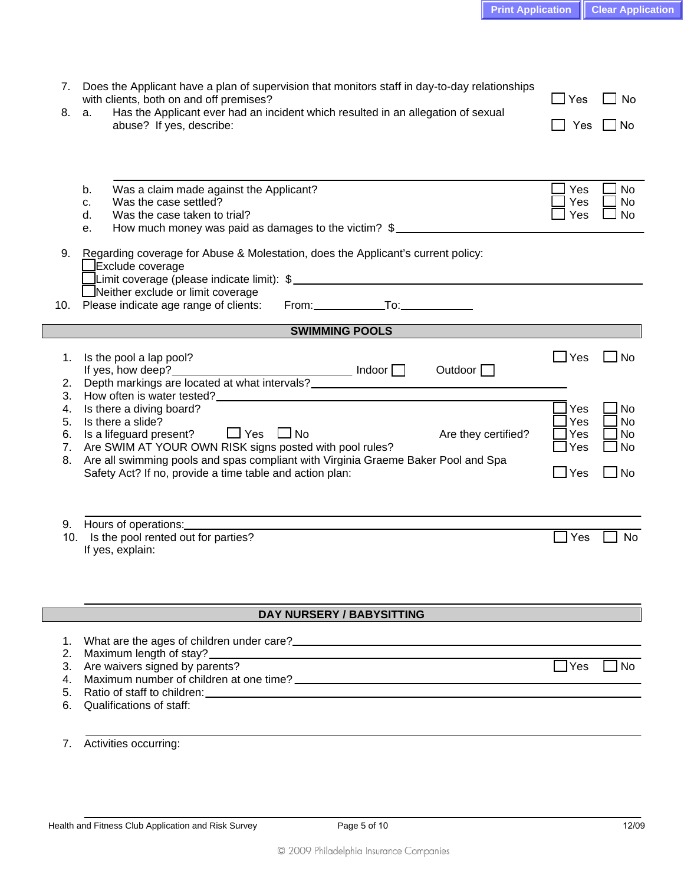7. Does the Applicant have a plan of supervision that monitors staff in day-to-day relationships with clients, both on and off premises? ☐ Yes ☐ No
8. a. Has the Applicant ever had an incident which resulted in an allegation of sexual abuse? If yes, describe: ☐ Yes ☐ No

   b. Was a claim made against the Applicant? ☐ Yes ☐ No
   c. Was the case settled? ☐ Yes ☐ No
   d. Was the case taken to trial? ☐ Yes ☐ No
   e. How much money was paid as damages to the victim? $ ______
9. Regarding coverage for Abuse & Molestation, does the Applicant's current policy:
   ☐ Exclude coverage
   ☐ Limit coverage (please indicate limit): $ ______
   ☐ Neither exclude or limit coverage
10. Please indicate age range of clients: From: ______ To: ______

## SWIMMING POOLS

1. Is the pool a lap pool? ☐ Yes ☐ No
   If yes, how deep? ______ Indoor ☐ Outdoor ☐
2. Depth markings are located at what intervals? ______
3. How often is water tested? ______
4. Is there a diving board? ☐ Yes ☐ No
5. Is there a slide? ☐ Yes ☐ No
6. Is a lifeguard present? ☐ Yes ☐ No Are they certified? ☐ Yes ☐ No
7. Are SWIM AT YOUR OWN RISK signs posted with pool rules? ☐ Yes ☐ No
8. Are all swimming pools and spas compliant with Virginia Graeme Baker Pool and Spa Safety Act? If no, provide a time table and action plan: ☐ Yes ☐ No

9. Hours of operations: ______
10. Is the pool rented out for parties? ☐ Yes ☐ No
    If yes, explain:

## DAY NURSERY / BABYSITTING

1. What are the ages of children under care? ______
2. Maximum length of stay? ______
3. Are waivers signed by parents? ☐ Yes ☐ No
4. Maximum number of children at one time? ______
5. Ratio of staff to children: ______
6. Qualifications of staff:

7. Activities occurring:

© 2009 Philadelphia Insurance Companies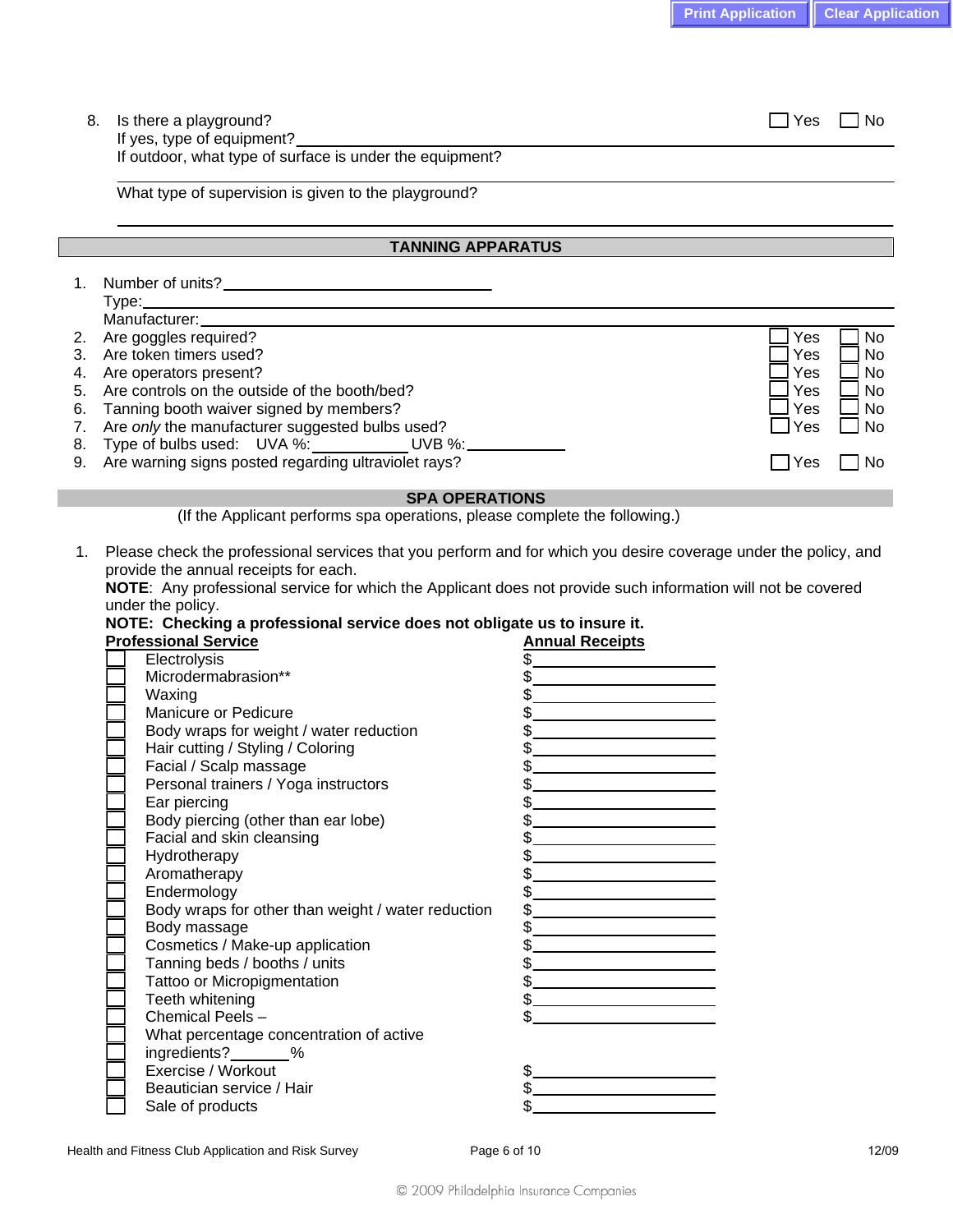8. Is there a playground? ☐ Yes ☐ No
   If yes, type of equipment? ______________________
   If outdoor, what type of surface is under the equipment?
   ______________________
   What type of supervision is given to the playground?
   ______________________

## TANNING APPARATUS

1. Number of units? ______________________
   Type: ______________________
   Manufacturer: ______________________
2. Are goggles required? ☐ Yes ☐ No
3. Are token timers used? ☐ Yes ☐ No
4. Are operators present? ☐ Yes ☐ No
5. Are controls on the outside of the booth/bed? ☐ Yes ☐ No
6. Tanning booth waiver signed by members? ☐ Yes ☐ No
7. Are *only* the manufacturer suggested bulbs used? ☐ Yes ☐ No
8. Type of bulbs used: UVA %: __________ UVB %: __________
9. Are warning signs posted regarding ultraviolet rays? ☐ Yes ☐ No

## SPA OPERATIONS

(If the Applicant performs spa operations, please complete the following.)

1. Please check the professional services that you perform and for which you desire coverage under the policy, and provide the annual receipts for each.
   **NOTE**: Any professional service for which the Applicant does not provide such information will not be covered under the policy.
   **NOTE: Checking a professional service does not obligate us to insure it.**

| | Professional Service | Annual Receipts |
|---|---|---|
| ☐ | Electrolysis | $ |
| ☐ | Microdermabrasion** | $ |
| ☐ | Waxing | $ |
| ☐ | Manicure or Pedicure | $ |
| ☐ | Body wraps for weight / water reduction | $ |
| ☐ | Hair cutting / Styling / Coloring | $ |
| ☐ | Facial / Scalp massage | $ |
| ☐ | Personal trainers / Yoga instructors | $ |
| ☐ | Ear piercing | $ |
| ☐ | Body piercing (other than ear lobe) | $ |
| ☐ | Facial and skin cleansing | $ |
| ☐ | Hydrotherapy | $ |
| ☐ | Aromatherapy | $ |
| ☐ | Endermology | $ |
| ☐ | Body wraps for other than weight / water reduction | $ |
| ☐ | Body massage | $ |
| ☐ | Cosmetics / Make-up application | $ |
| ☐ | Tanning beds / booths / units | $ |
| ☐ | Tattoo or Micropigmentation | $ |
| ☐ | Teeth whitening | $ |
| ☐ | Chemical Peels – What percentage concentration of active ingredients? ______% | $ |
| ☐ | Exercise / Workout | $ |
| ☐ | Beautician service / Hair | $ |
| ☐ | Sale of products | $ |

© 2009 Philadelphia Insurance Companies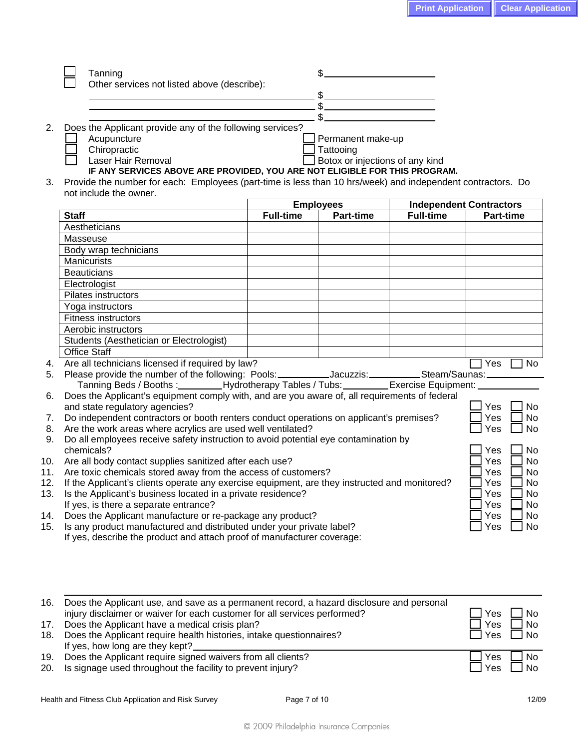- [ ] Tanning $________________
- [ ] Other services not listed above (describe):

________________________________ $________________
________________________________ $________________
________________________________ $________________

2. Does the Applicant provide any of the following services?
   - [ ] Acupuncture
   - [ ] Chiropractic
   - [ ] Laser Hair Removal
   - [ ] Permanent make-up
   - [ ] Tattooing
   - [ ] Botox or injections of any kind

   **IF ANY SERVICES ABOVE ARE PROVIDED, YOU ARE NOT ELIGIBLE FOR THIS PROGRAM.**

3. Provide the number for each: Employees (part-time is less than 10 hrs/week) and independent contractors. Do not include the owner.

| | **Employees** | | **Independent Contractors** | |
|---|---|---|---|---|
| **Staff** | **Full-time** | **Part-time** | **Full-time** | **Part-time** |
| Aestheticians | | | | |
| Masseuse | | | | |
| Body wrap technicians | | | | |
| Manicurists | | | | |
| Beauticians | | | | |
| Electrologist | | | | |
| Pilates instructors | | | | |
| Yoga instructors | | | | |
| Fitness instructors | | | | |
| Aerobic instructors | | | | |
| Students (Aesthetician or Electrologist) | | | | |
| Office Staff | | | | |

4. Are all technicians licensed if required by law? ☐ Yes ☐ No
5. Please provide the number of the following: Pools:__________ Jacuzzis:__________ Steam/Saunas:__________
   Tanning Beds / Booths :__________ Hydrotherapy Tables / Tubs:__________ Exercise Equipment:__________
6. Does the Applicant's equipment comply with, and are you aware of, all requirements of federal and state regulatory agencies? ☐ Yes ☐ No
7. Do independent contractors or booth renters conduct operations on applicant's premises? ☐ Yes ☐ No
8. Are the work areas where acrylics are used well ventilated? ☐ Yes ☐ No
9. Do all employees receive safety instruction to avoid potential eye contamination by chemicals? ☐ Yes ☐ No
10. Are all body contact supplies sanitized after each use? ☐ Yes ☐ No
11. Are toxic chemicals stored away from the access of customers? ☐ Yes ☐ No
12. If the Applicant's clients operate any exercise equipment, are they instructed and monitored? ☐ Yes ☐ No
13. Is the Applicant's business located in a private residence? ☐ Yes ☐ No
    If yes, is there a separate entrance? ☐ Yes ☐ No
14. Does the Applicant manufacture or re-package any product? ☐ Yes ☐ No
15. Is any product manufactured and distributed under your private label? ☐ Yes ☐ No
    If yes, describe the product and attach proof of manufacturer coverage:

________________________________________________________________________

16. Does the Applicant use, and save as a permanent record, a hazard disclosure and personal injury disclaimer or waiver for each customer for all services performed? ☐ Yes ☐ No
17. Does the Applicant have a medical crisis plan? ☐ Yes ☐ No
18. Does the Applicant require health histories, intake questionnaires? ☐ Yes ☐ No
    If yes, how long are they kept?________________________________
19. Does the Applicant require signed waivers from all clients? ☐ Yes ☐ No
20. Is signage used throughout the facility to prevent injury? ☐ Yes ☐ No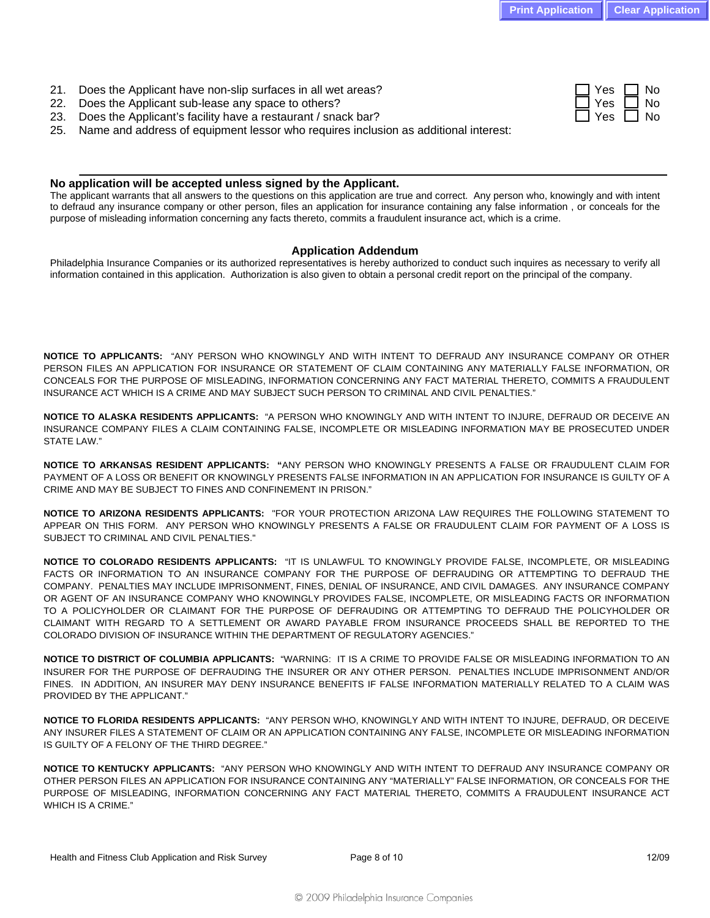21. Does the Applicant have non-slip surfaces in all wet areas? ☐ Yes ☐ No
22. Does the Applicant sub-lease any space to others? ☐ Yes ☐ No
23. Does the Applicant's facility have a restaurant / snack bar? ☐ Yes ☐ No
25. Name and address of equipment lessor who requires inclusion as additional interest:

---

**No application will be accepted unless signed by the Applicant.**

The applicant warrants that all answers to the questions on this application are true and correct. Any person who, knowingly and with intent to defraud any insurance company or other person, files an application for insurance containing any false information , or conceals for the purpose of misleading information concerning any facts thereto, commits a fraudulent insurance act, which is a crime.

## Application Addendum

Philadelphia Insurance Companies or its authorized representatives is hereby authorized to conduct such inquires as necessary to verify all information contained in this application. Authorization is also given to obtain a personal credit report on the principal of the company.

**NOTICE TO APPLICANTS:** "ANY PERSON WHO KNOWINGLY AND WITH INTENT TO DEFRAUD ANY INSURANCE COMPANY OR OTHER PERSON FILES AN APPLICATION FOR INSURANCE OR STATEMENT OF CLAIM CONTAINING ANY MATERIALLY FALSE INFORMATION, OR CONCEALS FOR THE PURPOSE OF MISLEADING, INFORMATION CONCERNING ANY FACT MATERIAL THERETO, COMMITS A FRAUDULENT INSURANCE ACT WHICH IS A CRIME AND MAY SUBJECT SUCH PERSON TO CRIMINAL AND CIVIL PENALTIES."

**NOTICE TO ALASKA RESIDENTS APPLICANTS:** "A PERSON WHO KNOWINGLY AND WITH INTENT TO INJURE, DEFRAUD OR DECEIVE AN INSURANCE COMPANY FILES A CLAIM CONTAINING FALSE, INCOMPLETE OR MISLEADING INFORMATION MAY BE PROSECUTED UNDER STATE LAW."

**NOTICE TO ARKANSAS RESIDENT APPLICANTS: "**ANY PERSON WHO KNOWINGLY PRESENTS A FALSE OR FRAUDULENT CLAIM FOR PAYMENT OF A LOSS OR BENEFIT OR KNOWINGLY PRESENTS FALSE INFORMATION IN AN APPLICATION FOR INSURANCE IS GUILTY OF A CRIME AND MAY BE SUBJECT TO FINES AND CONFINEMENT IN PRISON."

**NOTICE TO ARIZONA RESIDENTS APPLICANTS:** "FOR YOUR PROTECTION ARIZONA LAW REQUIRES THE FOLLOWING STATEMENT TO APPEAR ON THIS FORM. ANY PERSON WHO KNOWINGLY PRESENTS A FALSE OR FRAUDULENT CLAIM FOR PAYMENT OF A LOSS IS SUBJECT TO CRIMINAL AND CIVIL PENALTIES."

**NOTICE TO COLORADO RESIDENTS APPLICANTS:** "IT IS UNLAWFUL TO KNOWINGLY PROVIDE FALSE, INCOMPLETE, OR MISLEADING FACTS OR INFORMATION TO AN INSURANCE COMPANY FOR THE PURPOSE OF DEFRAUDING OR ATTEMPTING TO DEFRAUD THE COMPANY. PENALTIES MAY INCLUDE IMPRISONMENT, FINES, DENIAL OF INSURANCE, AND CIVIL DAMAGES. ANY INSURANCE COMPANY OR AGENT OF AN INSURANCE COMPANY WHO KNOWINGLY PROVIDES FALSE, INCOMPLETE, OR MISLEADING FACTS OR INFORMATION TO A POLICYHOLDER OR CLAIMANT FOR THE PURPOSE OF DEFRAUDING OR ATTEMPTING TO DEFRAUD THE POLICYHOLDER OR CLAIMANT WITH REGARD TO A SETTLEMENT OR AWARD PAYABLE FROM INSURANCE PROCEEDS SHALL BE REPORTED TO THE COLORADO DIVISION OF INSURANCE WITHIN THE DEPARTMENT OF REGULATORY AGENCIES."

**NOTICE TO DISTRICT OF COLUMBIA APPLICANTS:** "WARNING: IT IS A CRIME TO PROVIDE FALSE OR MISLEADING INFORMATION TO AN INSURER FOR THE PURPOSE OF DEFRAUDING THE INSURER OR ANY OTHER PERSON. PENALTIES INCLUDE IMPRISONMENT AND/OR FINES. IN ADDITION, AN INSURER MAY DENY INSURANCE BENEFITS IF FALSE INFORMATION MATERIALLY RELATED TO A CLAIM WAS PROVIDED BY THE APPLICANT."

**NOTICE TO FLORIDA RESIDENTS APPLICANTS:** "ANY PERSON WHO, KNOWINGLY AND WITH INTENT TO INJURE, DEFRAUD, OR DECEIVE ANY INSURER FILES A STATEMENT OF CLAIM OR AN APPLICATION CONTAINING ANY FALSE, INCOMPLETE OR MISLEADING INFORMATION IS GUILTY OF A FELONY OF THE THIRD DEGREE."

**NOTICE TO KENTUCKY APPLICANTS:** "ANY PERSON WHO KNOWINGLY AND WITH INTENT TO DEFRAUD ANY INSURANCE COMPANY OR OTHER PERSON FILES AN APPLICATION FOR INSURANCE CONTAINING ANY "MATERIALLY" FALSE INFORMATION, OR CONCEALS FOR THE PURPOSE OF MISLEADING, INFORMATION CONCERNING ANY FACT MATERIAL THERETO, COMMITS A FRAUDULENT INSURANCE ACT WHICH IS A CRIME."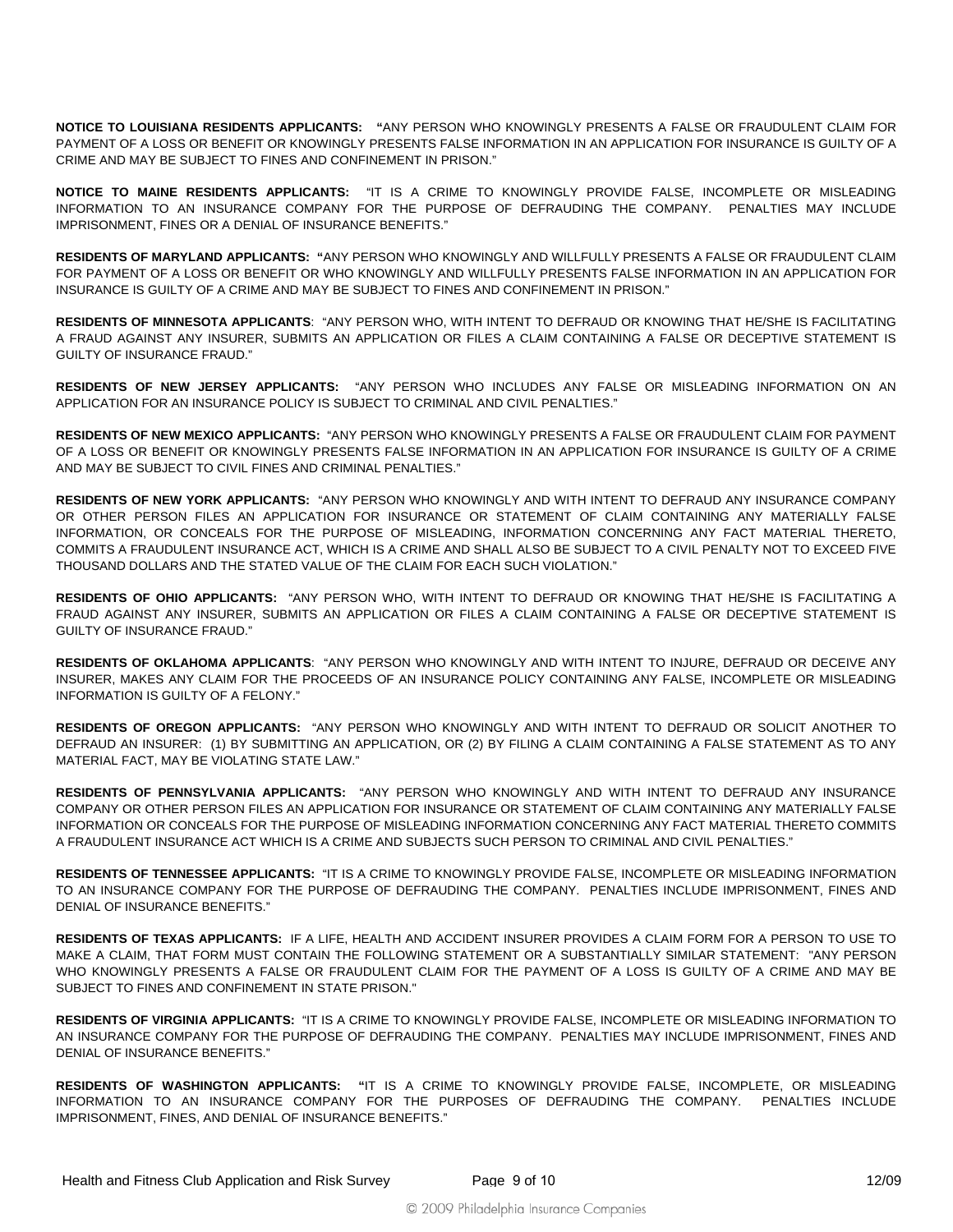**NOTICE TO LOUISIANA RESIDENTS APPLICANTS: "**ANY PERSON WHO KNOWINGLY PRESENTS A FALSE OR FRAUDULENT CLAIM FOR PAYMENT OF A LOSS OR BENEFIT OR KNOWINGLY PRESENTS FALSE INFORMATION IN AN APPLICATION FOR INSURANCE IS GUILTY OF A CRIME AND MAY BE SUBJECT TO FINES AND CONFINEMENT IN PRISON."

**NOTICE TO MAINE RESIDENTS APPLICANTS:** "IT IS A CRIME TO KNOWINGLY PROVIDE FALSE, INCOMPLETE OR MISLEADING INFORMATION TO AN INSURANCE COMPANY FOR THE PURPOSE OF DEFRAUDING THE COMPANY. PENALTIES MAY INCLUDE IMPRISONMENT, FINES OR A DENIAL OF INSURANCE BENEFITS."

**RESIDENTS OF MARYLAND APPLICANTS: "**ANY PERSON WHO KNOWINGLY AND WILLFULLY PRESENTS A FALSE OR FRAUDULENT CLAIM FOR PAYMENT OF A LOSS OR BENEFIT OR WHO KNOWINGLY AND WILLFULLY PRESENTS FALSE INFORMATION IN AN APPLICATION FOR INSURANCE IS GUILTY OF A CRIME AND MAY BE SUBJECT TO FINES AND CONFINEMENT IN PRISON."

**RESIDENTS OF MINNESOTA APPLICANTS**: "ANY PERSON WHO, WITH INTENT TO DEFRAUD OR KNOWING THAT HE/SHE IS FACILITATING A FRAUD AGAINST ANY INSURER, SUBMITS AN APPLICATION OR FILES A CLAIM CONTAINING A FALSE OR DECEPTIVE STATEMENT IS GUILTY OF INSURANCE FRAUD."

**RESIDENTS OF NEW JERSEY APPLICANTS:** "ANY PERSON WHO INCLUDES ANY FALSE OR MISLEADING INFORMATION ON AN APPLICATION FOR AN INSURANCE POLICY IS SUBJECT TO CRIMINAL AND CIVIL PENALTIES."

**RESIDENTS OF NEW MEXICO APPLICANTS:** "ANY PERSON WHO KNOWINGLY PRESENTS A FALSE OR FRAUDULENT CLAIM FOR PAYMENT OF A LOSS OR BENEFIT OR KNOWINGLY PRESENTS FALSE INFORMATION IN AN APPLICATION FOR INSURANCE IS GUILTY OF A CRIME AND MAY BE SUBJECT TO CIVIL FINES AND CRIMINAL PENALTIES."

**RESIDENTS OF NEW YORK APPLICANTS:** "ANY PERSON WHO KNOWINGLY AND WITH INTENT TO DEFRAUD ANY INSURANCE COMPANY OR OTHER PERSON FILES AN APPLICATION FOR INSURANCE OR STATEMENT OF CLAIM CONTAINING ANY MATERIALLY FALSE INFORMATION, OR CONCEALS FOR THE PURPOSE OF MISLEADING, INFORMATION CONCERNING ANY FACT MATERIAL THERETO, COMMITS A FRAUDULENT INSURANCE ACT, WHICH IS A CRIME AND SHALL ALSO BE SUBJECT TO A CIVIL PENALTY NOT TO EXCEED FIVE THOUSAND DOLLARS AND THE STATED VALUE OF THE CLAIM FOR EACH SUCH VIOLATION."

**RESIDENTS OF OHIO APPLICANTS:** "ANY PERSON WHO, WITH INTENT TO DEFRAUD OR KNOWING THAT HE/SHE IS FACILITATING A FRAUD AGAINST ANY INSURER, SUBMITS AN APPLICATION OR FILES A CLAIM CONTAINING A FALSE OR DECEPTIVE STATEMENT IS GUILTY OF INSURANCE FRAUD."

**RESIDENTS OF OKLAHOMA APPLICANTS**: "ANY PERSON WHO KNOWINGLY AND WITH INTENT TO INJURE, DEFRAUD OR DECEIVE ANY INSURER, MAKES ANY CLAIM FOR THE PROCEEDS OF AN INSURANCE POLICY CONTAINING ANY FALSE, INCOMPLETE OR MISLEADING INFORMATION IS GUILTY OF A FELONY."

**RESIDENTS OF OREGON APPLICANTS:** "ANY PERSON WHO KNOWINGLY AND WITH INTENT TO DEFRAUD OR SOLICIT ANOTHER TO DEFRAUD AN INSURER: (1) BY SUBMITTING AN APPLICATION, OR (2) BY FILING A CLAIM CONTAINING A FALSE STATEMENT AS TO ANY MATERIAL FACT, MAY BE VIOLATING STATE LAW."

**RESIDENTS OF PENNSYLVANIA APPLICANTS:** "ANY PERSON WHO KNOWINGLY AND WITH INTENT TO DEFRAUD ANY INSURANCE COMPANY OR OTHER PERSON FILES AN APPLICATION FOR INSURANCE OR STATEMENT OF CLAIM CONTAINING ANY MATERIALLY FALSE INFORMATION OR CONCEALS FOR THE PURPOSE OF MISLEADING INFORMATION CONCERNING ANY FACT MATERIAL THERETO COMMITS A FRAUDULENT INSURANCE ACT WHICH IS A CRIME AND SUBJECTS SUCH PERSON TO CRIMINAL AND CIVIL PENALTIES."

**RESIDENTS OF TENNESSEE APPLICANTS:** "IT IS A CRIME TO KNOWINGLY PROVIDE FALSE, INCOMPLETE OR MISLEADING INFORMATION TO AN INSURANCE COMPANY FOR THE PURPOSE OF DEFRAUDING THE COMPANY. PENALTIES INCLUDE IMPRISONMENT, FINES AND DENIAL OF INSURANCE BENEFITS."

**RESIDENTS OF TEXAS APPLICANTS:** IF A LIFE, HEALTH AND ACCIDENT INSURER PROVIDES A CLAIM FORM FOR A PERSON TO USE TO MAKE A CLAIM, THAT FORM MUST CONTAIN THE FOLLOWING STATEMENT OR A SUBSTANTIALLY SIMILAR STATEMENT: "ANY PERSON WHO KNOWINGLY PRESENTS A FALSE OR FRAUDULENT CLAIM FOR THE PAYMENT OF A LOSS IS GUILTY OF A CRIME AND MAY BE SUBJECT TO FINES AND CONFINEMENT IN STATE PRISON."

**RESIDENTS OF VIRGINIA APPLICANTS:** "IT IS A CRIME TO KNOWINGLY PROVIDE FALSE, INCOMPLETE OR MISLEADING INFORMATION TO AN INSURANCE COMPANY FOR THE PURPOSE OF DEFRAUDING THE COMPANY. PENALTIES MAY INCLUDE IMPRISONMENT, FINES AND DENIAL OF INSURANCE BENEFITS."

**RESIDENTS OF WASHINGTON APPLICANTS: "**IT IS A CRIME TO KNOWINGLY PROVIDE FALSE, INCOMPLETE, OR MISLEADING INFORMATION TO AN INSURANCE COMPANY FOR THE PURPOSES OF DEFRAUDING THE COMPANY. PENALTIES INCLUDE IMPRISONMENT, FINES, AND DENIAL OF INSURANCE BENEFITS."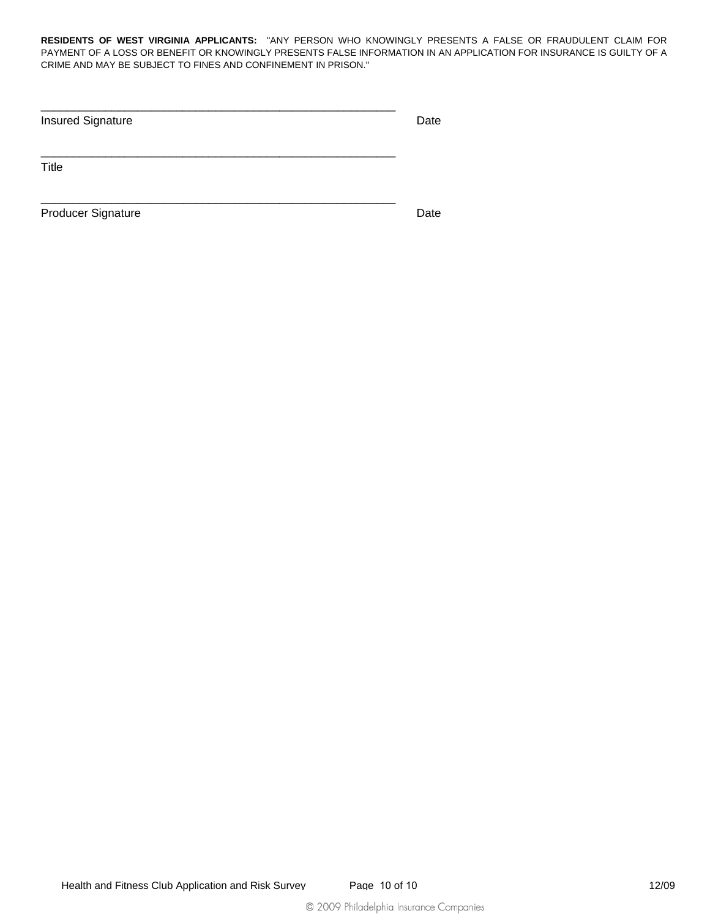**RESIDENTS OF WEST VIRGINIA APPLICANTS:** "ANY PERSON WHO KNOWINGLY PRESENTS A FALSE OR FRAUDULENT CLAIM FOR PAYMENT OF A LOSS OR BENEFIT OR KNOWINGLY PRESENTS FALSE INFORMATION IN AN APPLICATION FOR INSURANCE IS GUILTY OF A CRIME AND MAY BE SUBJECT TO FINES AND CONFINEMENT IN PRISON."

______________________________________________________

Insured Signature Date

______________________________________________________

Title

______________________________________________________

Producer Signature Date